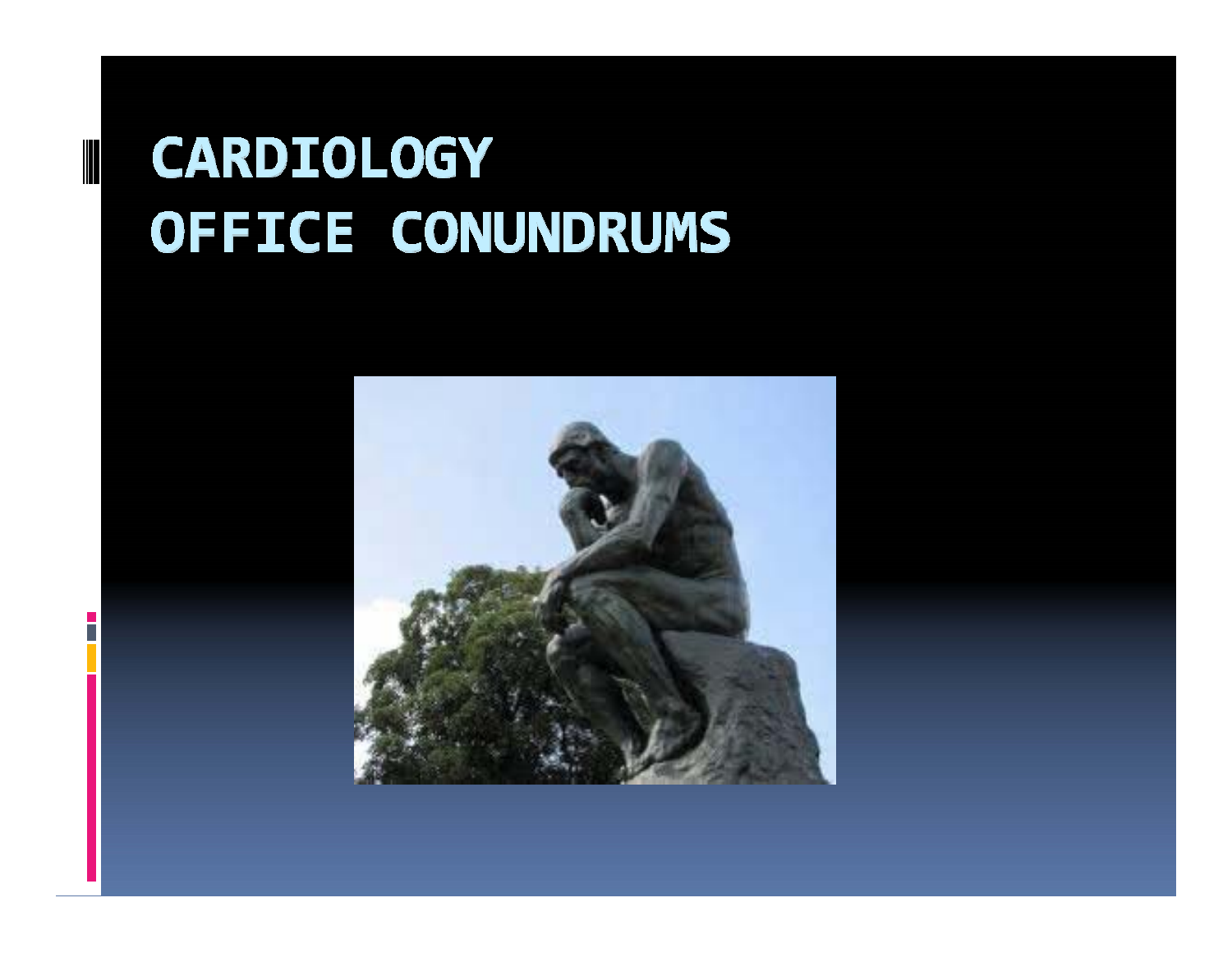# CARDIOLOGY OFFICE CONUNDRUMS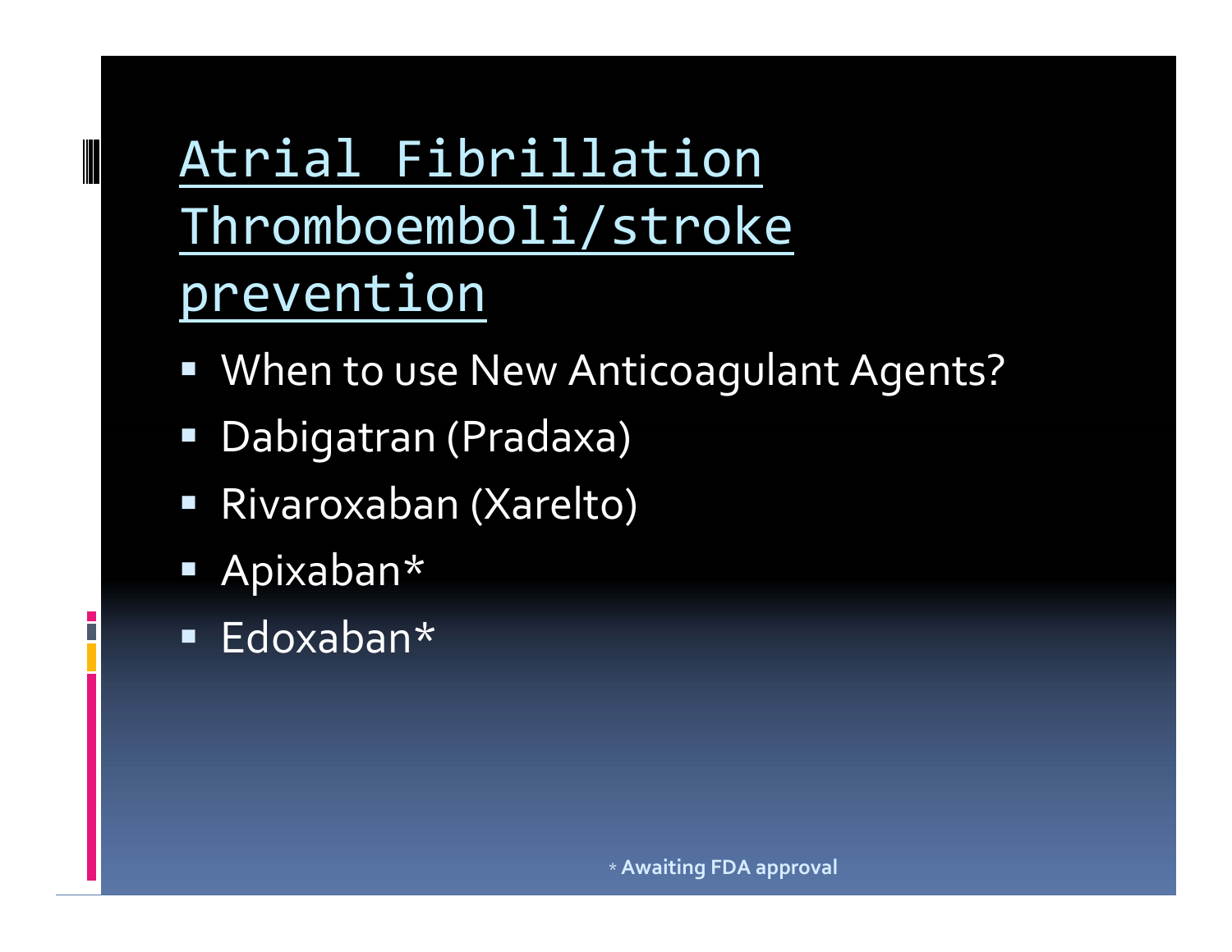# Atrial Fibrillation Thromboemboli/stroke prevention

- When to use New Anticoagulant Agents?
- Dabigatran (Pradaxa)
- Rivaroxaban (Xarelto)
- Apixaban*
- Edoxaban*

* **Awaiting FDA approval**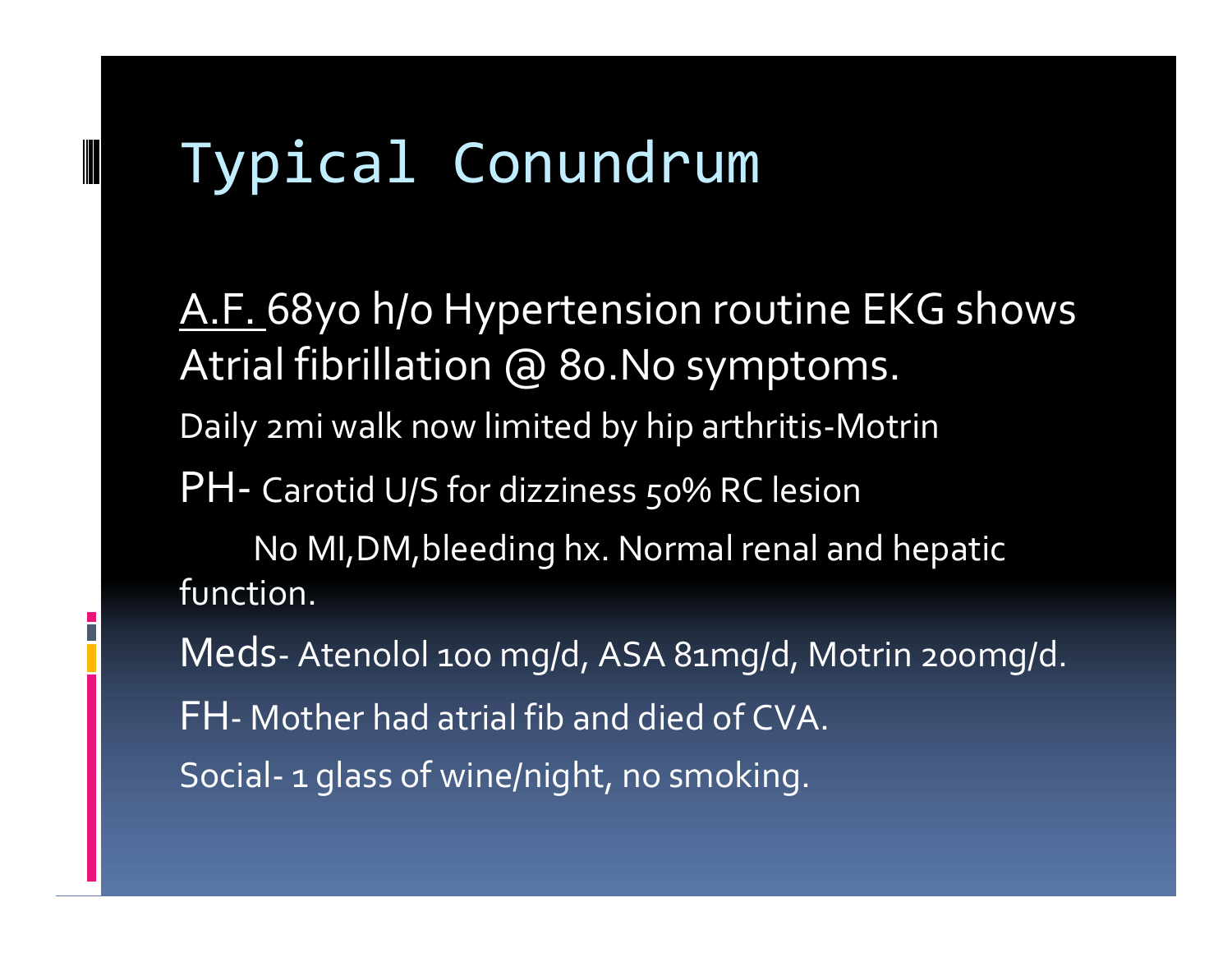# Typical Conundrum

A.F. 68yo h/o Hypertension routine EKG shows Atrial fibrillation @ 80.No symptoms.

Daily 2mi walk now limited by hip arthritis-Motrin

PH- Carotid U/S for dizziness 50% RC lesion

No MI,DM,bleeding hx. Normal renal and hepatic function.

Meds- Atenolol 100 mg/d, ASA 81mg/d, Motrin 200mg/d.

FH- Mother had atrial fib and died of CVA.

Social- 1 glass of wine/night, no smoking.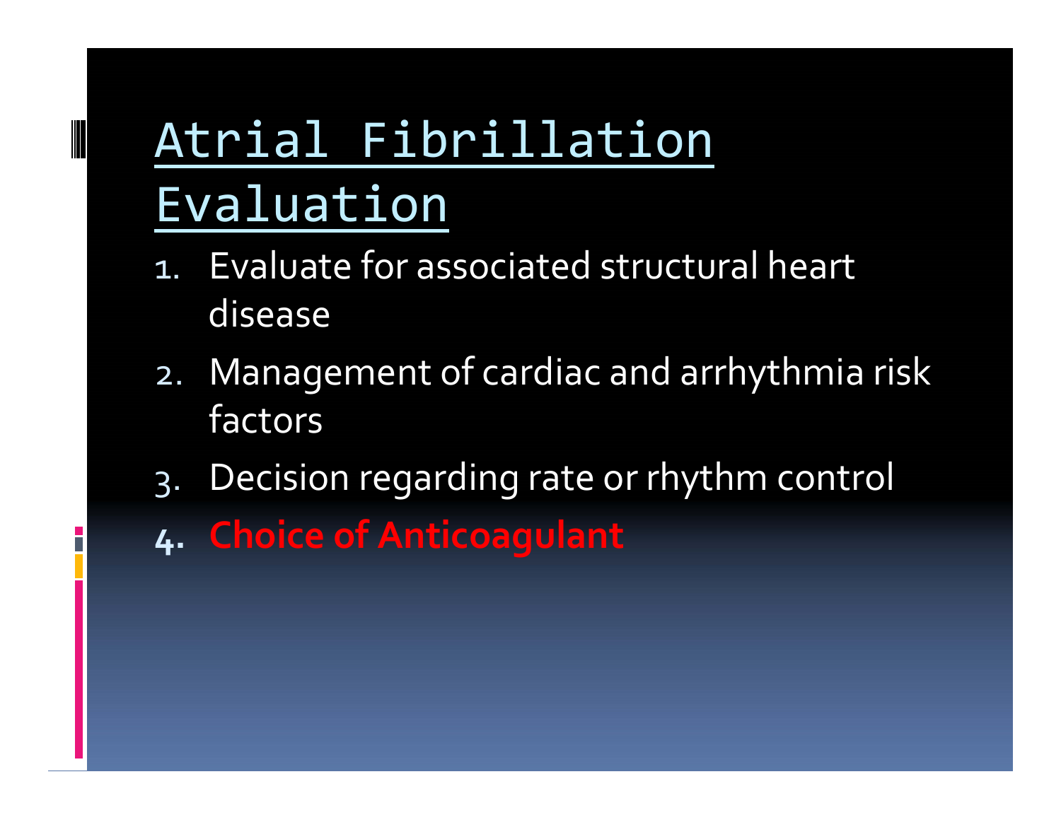# Atrial Fibrillation Evaluation

1. Evaluate for associated structural heart disease
2. Management of cardiac and arrhythmia risk factors
3. Decision regarding rate or rhythm control
4. **Choice of Anticoagulant**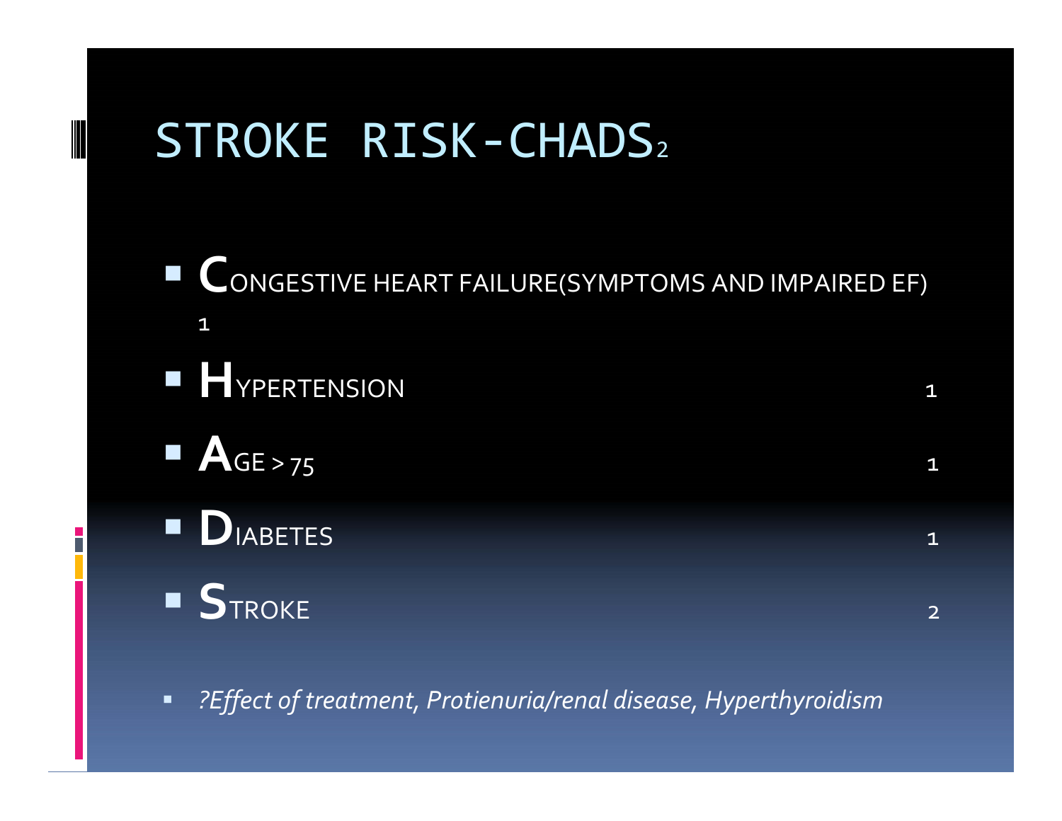# STROKE RISK-CHADS2

| | |
|---|---|
| **C**ONGESTIVE HEART FAILURE(SYMPTOMS AND IMPAIRED EF) | 1 |
| **H**YPERTENSION | 1 |
| **A**GE > 75 | 1 |
| **D**IABETES | 1 |
| **S**TROKE | 2 |

- *?Effect of treatment, Protienuria/renal disease, Hyperthyroidism*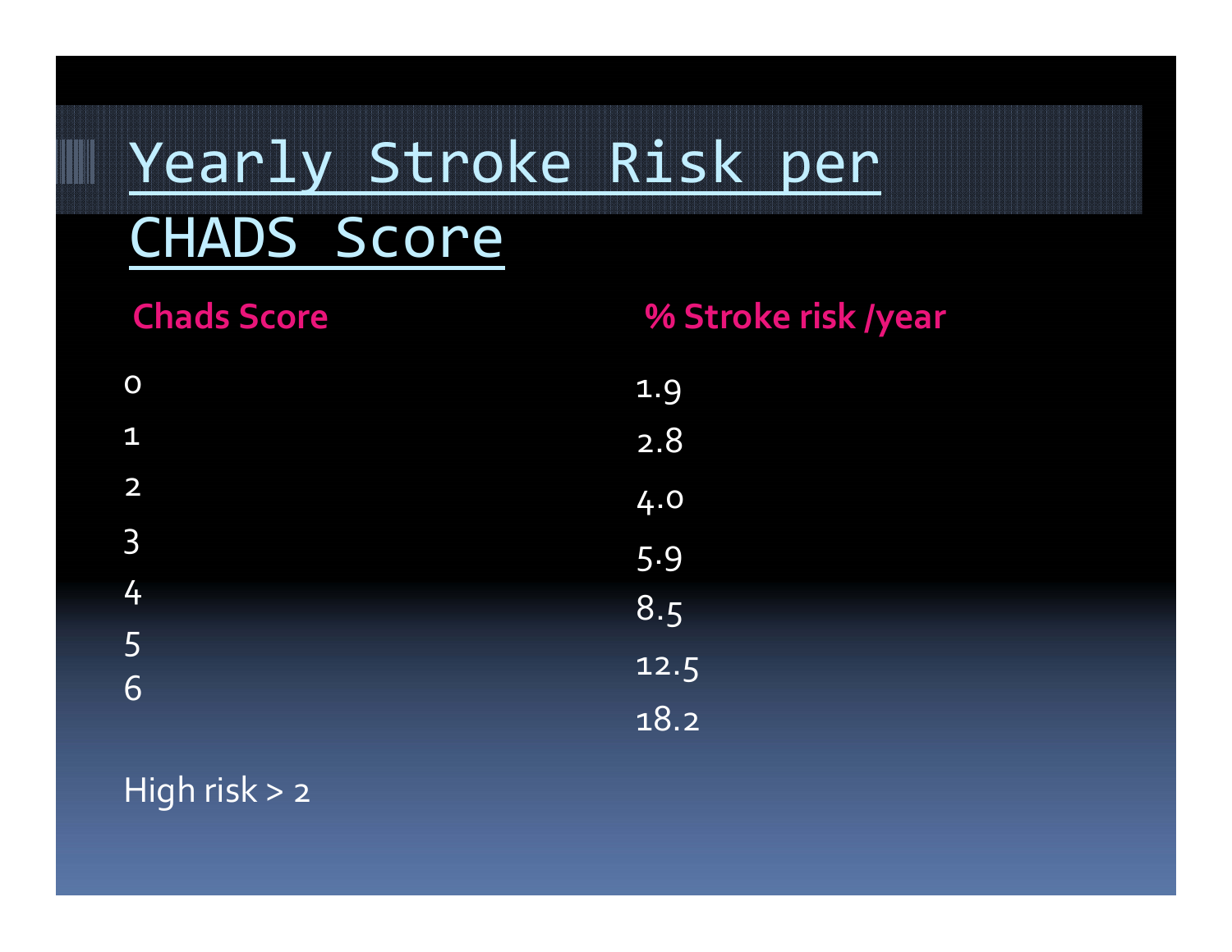# Yearly Stroke Risk per CHADS Score

| Chads Score | % Stroke risk /year |
| --- | --- |
| 0 | 1.9 |
| 1 | 2.8 |
| 2 | 4.0 |
| 3 | 5.9 |
| 4 | 8.5 |
| 5 | 12.5 |
| 6 | 18.2 |

High risk > 2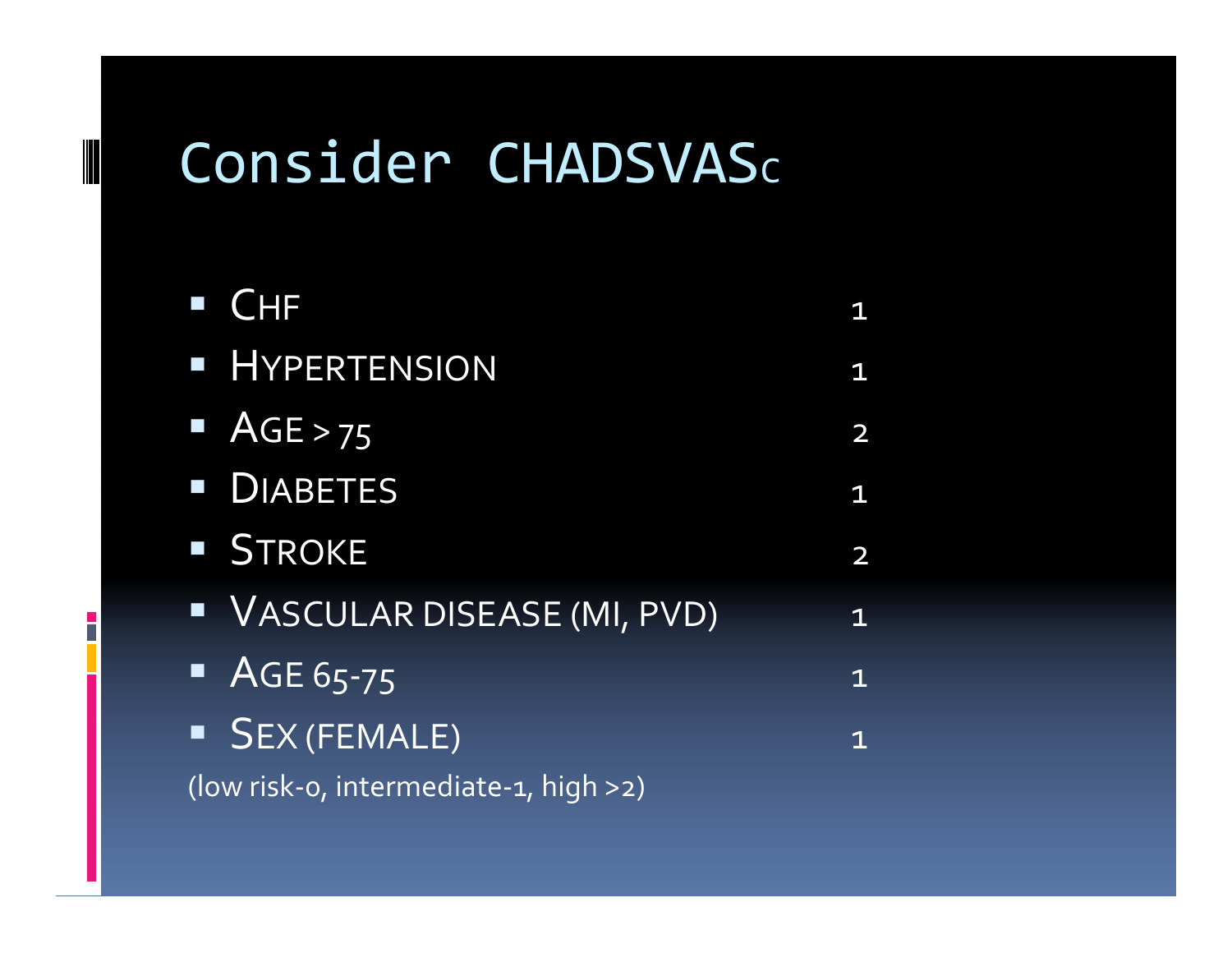# Consider CHADSVASc

| | |
|---|---|
| CHF | 1 |
| Hypertension | 1 |
| Age > 75 | 2 |
| Diabetes | 1 |
| Stroke | 2 |
| Vascular disease (MI, PVD) | 1 |
| Age 65-75 | 1 |
| Sex (female) | 1 |

(low risk-0, intermediate-1, high >2)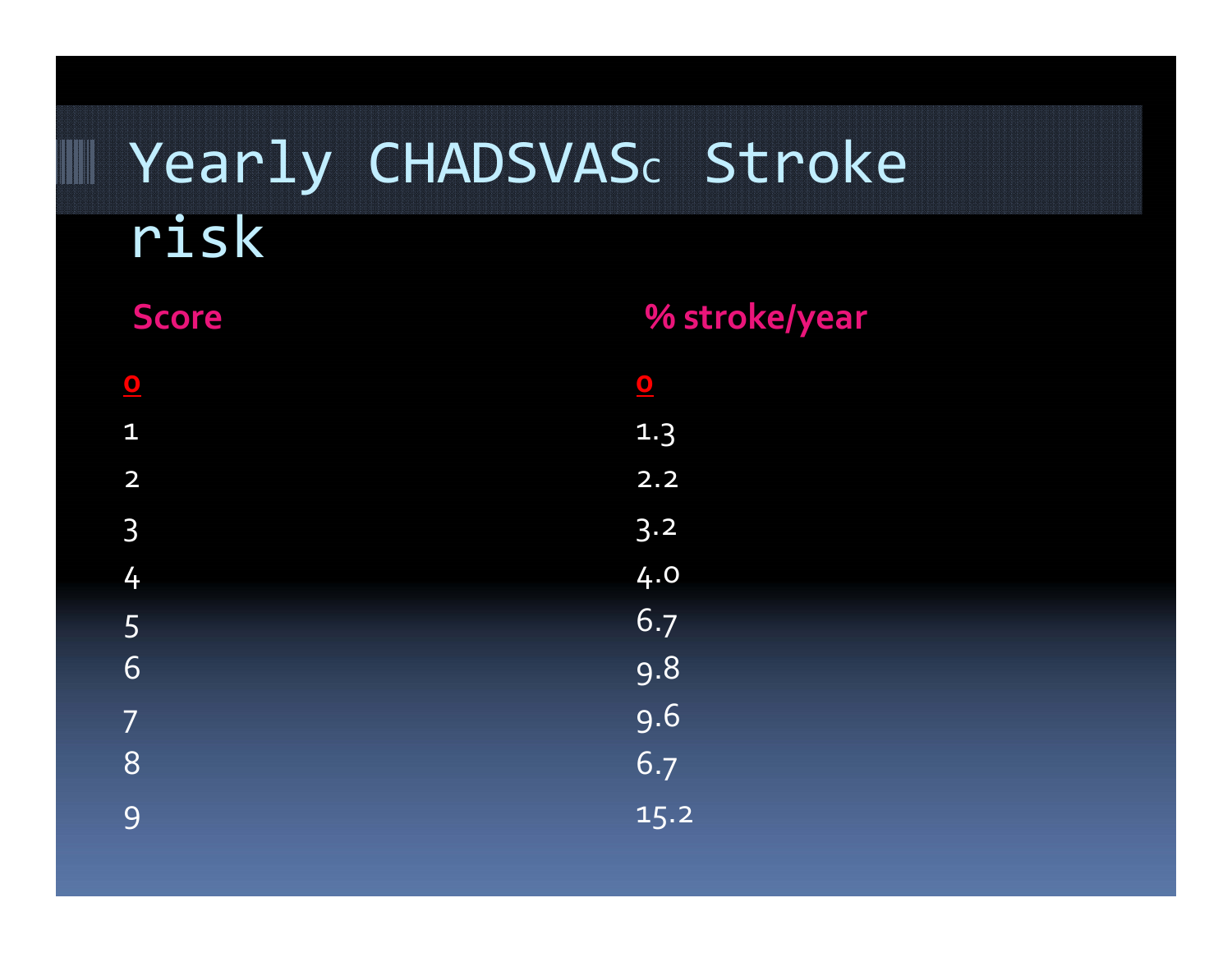# Yearly CHADSVASc Stroke risk

| Score | % stroke/year |
| --- | --- |
| 0 | 0 |
| 1 | 1.3 |
| 2 | 2.2 |
| 3 | 3.2 |
| 4 | 4.0 |
| 5 | 6.7 |
| 6 | 9.8 |
| 7 | 9.6 |
| 8 | 6.7 |
| 9 | 15.2 |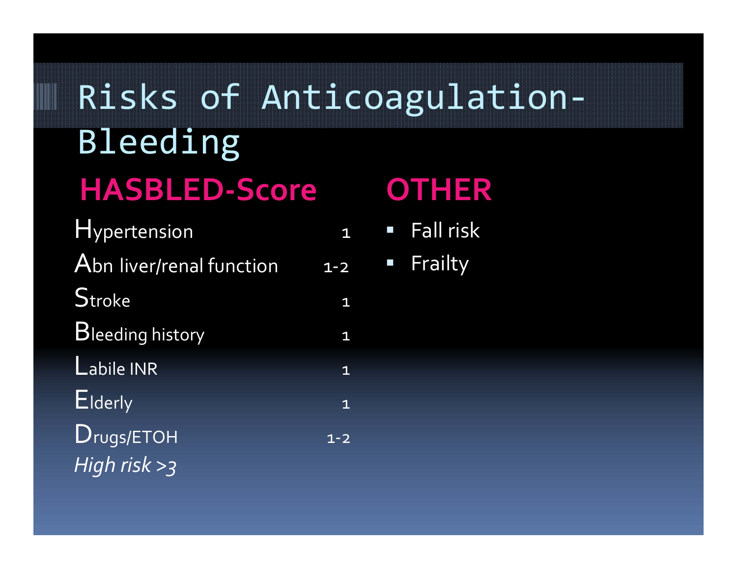# Risks of Anticoagulation- Bleeding

## HASBLED-Score

| | |
|---|---|
| Hypertension | 1 |
| Abn liver/renal function | 1-2 |
| Stroke | 1 |
| Bleeding history | 1 |
| Labile INR | 1 |
| Elderly | 1 |
| Drugs/ETOH | 1-2 |

*High risk >3*

## OTHER

- Fall risk
- Frailty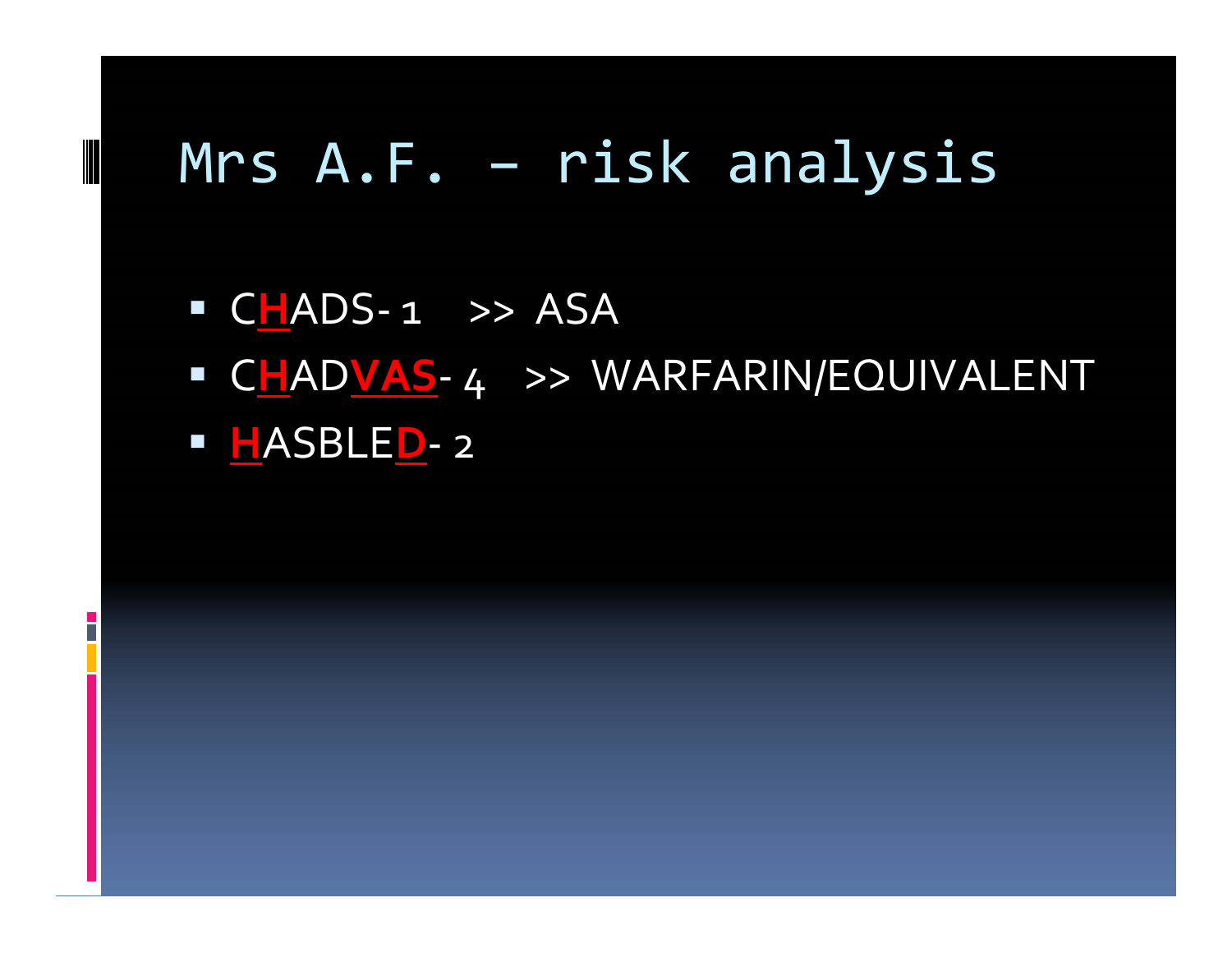# Mrs A.F. – risk analysis

- C**H**ADS- 1 >> ASA
- C**H**AD**VAS**- 4 >> WARFARIN/EQUIVALENT
- **H**ASBLE**D**- 2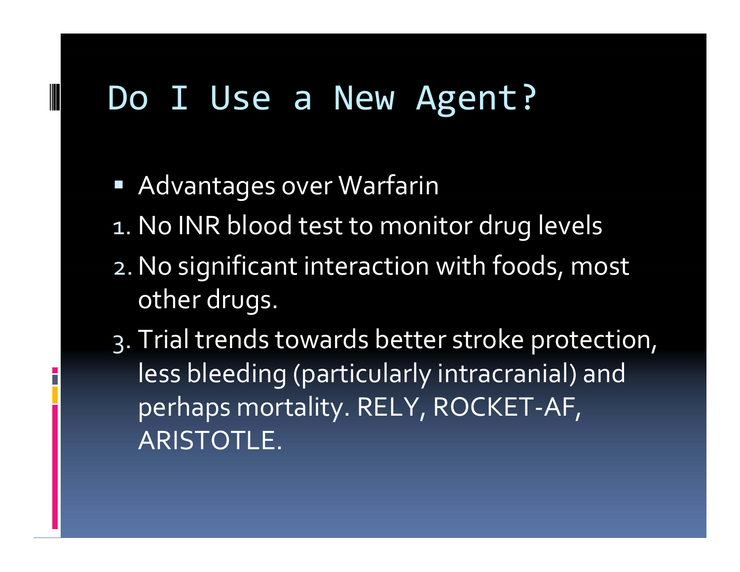# Do I Use a New Agent?

- Advantages over Warfarin

1. No INR blood test to monitor drug levels
2. No significant interaction with foods, most other drugs.
3. Trial trends towards better stroke protection, less bleeding (particularly intracranial) and perhaps mortality. RELY, ROCKET-AF, ARISTOTLE.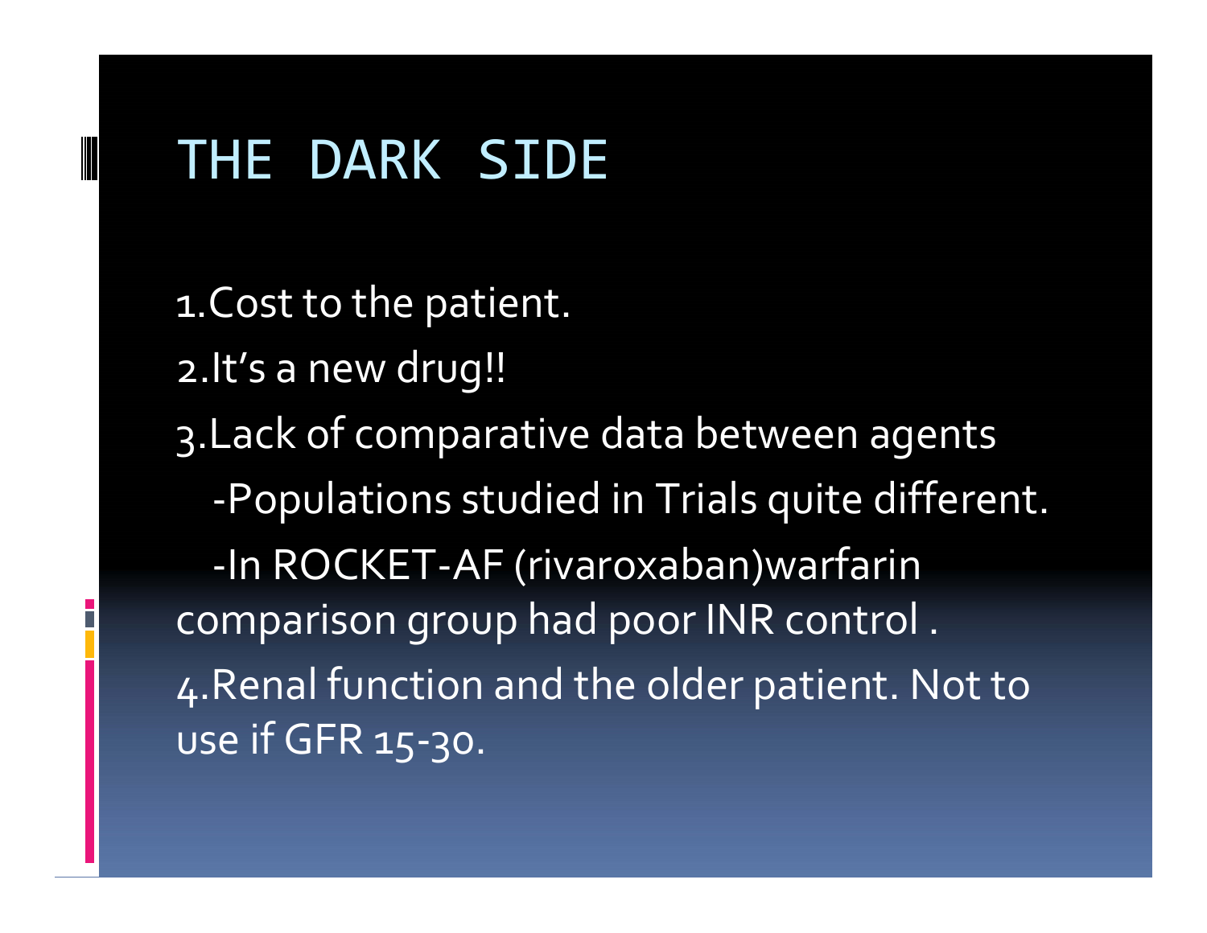# THE DARK SIDE

1. Cost to the patient.
2. It's a new drug!!
3. Lack of comparative data between agents
   - Populations studied in Trials quite different.
   - In ROCKET-AF (rivaroxaban)warfarin comparison group had poor INR control .
4. Renal function and the older patient. Not to use if GFR 15-30.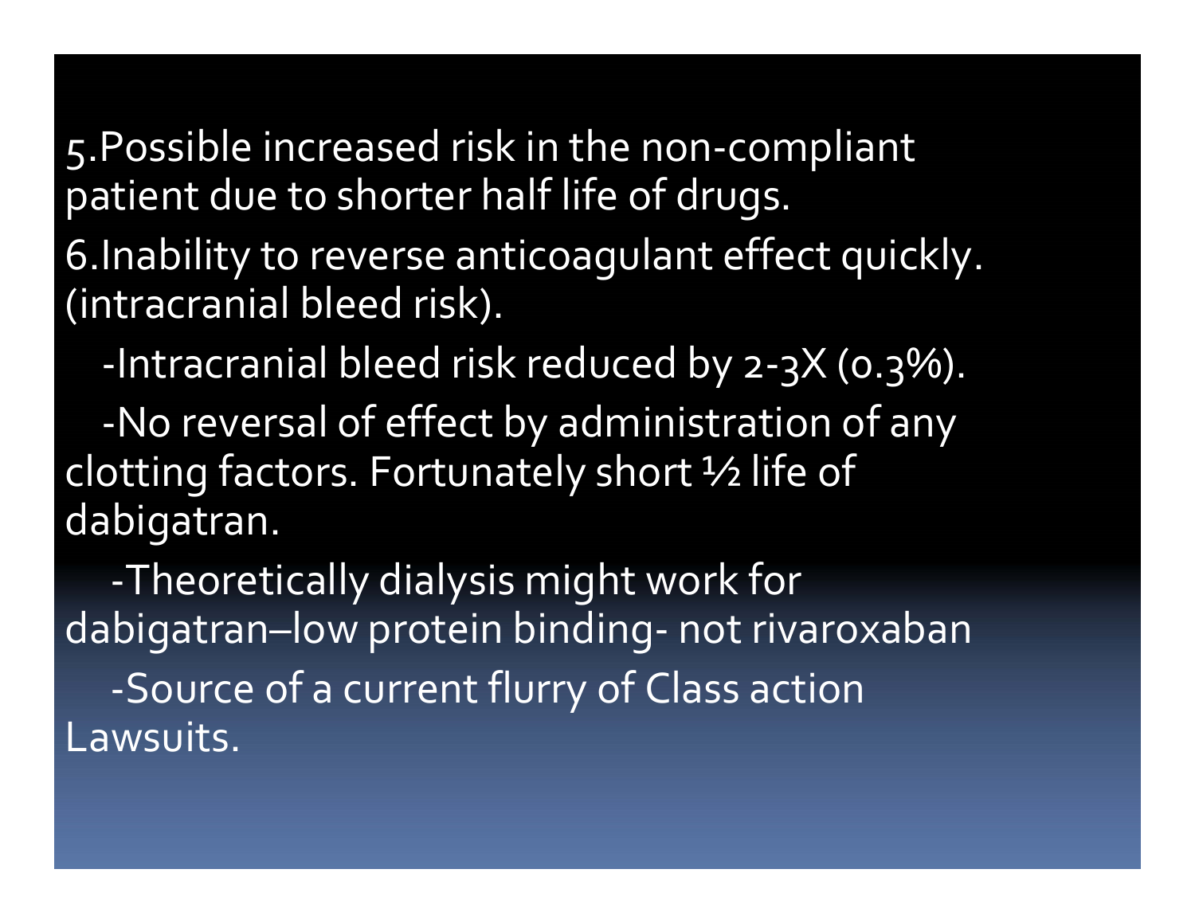5.Possible increased risk in the non-compliant patient due to shorter half life of drugs.

6.Inability to reverse anticoagulant effect quickly. (intracranial bleed risk).

-Intracranial bleed risk reduced by 2-3X (0.3%).

-No reversal of effect by administration of any clotting factors. Fortunately short ½ life of dabigatran.

-Theoretically dialysis might work for dabigatran–low protein binding- not rivaroxaban

-Source of a current flurry of Class action Lawsuits.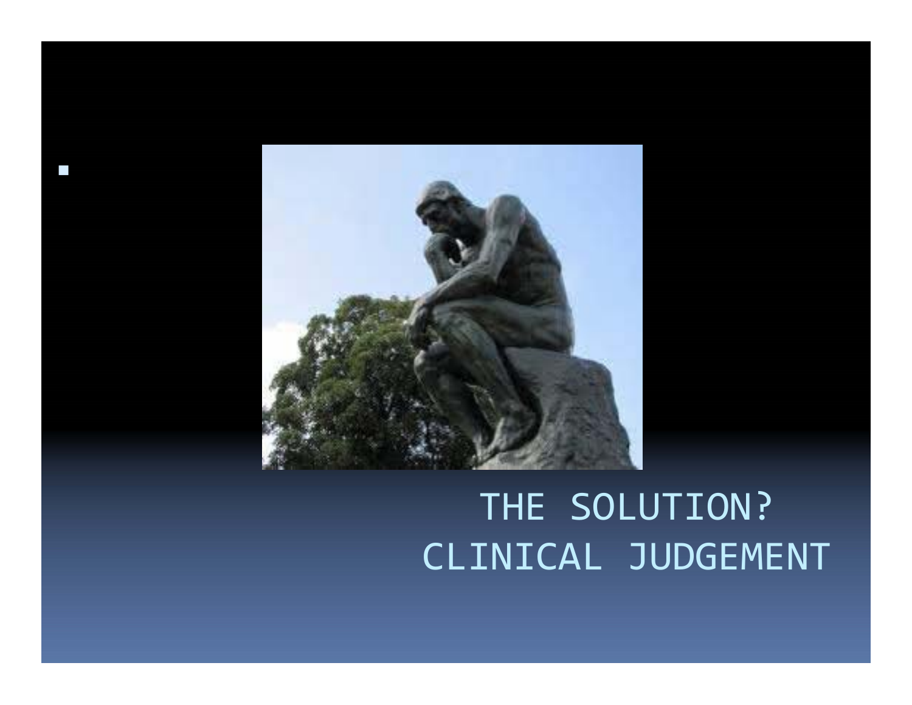THE SOLUTION?
CLINICAL JUDGEMENT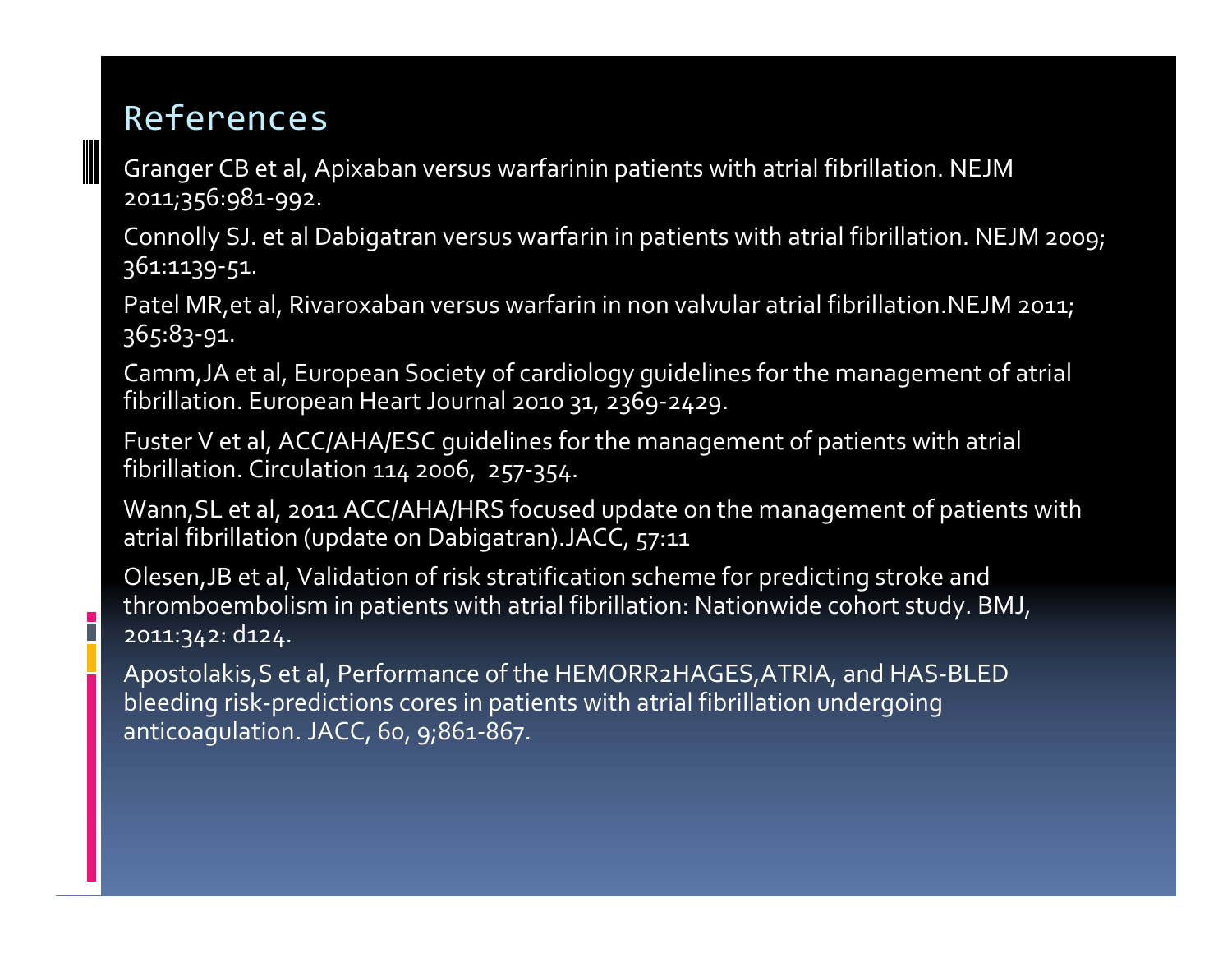# References

Granger CB et al, Apixaban versus warfarinin patients with atrial fibrillation. NEJM 2011;356:981-992.

Connolly SJ. et al Dabigatran versus warfarin in patients with atrial fibrillation. NEJM 2009; 361:1139-51.

Patel MR,et al, Rivaroxaban versus warfarin in non valvular atrial fibrillation.NEJM 2011; 365:83-91.

Camm,JA et al, European Society of cardiology guidelines for the management of atrial fibrillation. European Heart Journal 2010 31, 2369-2429.

Fuster V et al, ACC/AHA/ESC guidelines for the management of patients with atrial fibrillation. Circulation 114 2006, 257-354.

Wann,SL et al, 2011 ACC/AHA/HRS focused update on the management of patients with atrial fibrillation (update on Dabigatran).JACC, 57:11

Olesen,JB et al, Validation of risk stratification scheme for predicting stroke and thromboembolism in patients with atrial fibrillation: Nationwide cohort study. BMJ, 2011:342: d124.

Apostolakis,S et al, Performance of the HEMORR2HAGES,ATRIA, and HAS-BLED bleeding risk-predictions cores in patients with atrial fibrillation undergoing anticoagulation. JACC, 60, 9;861-867.